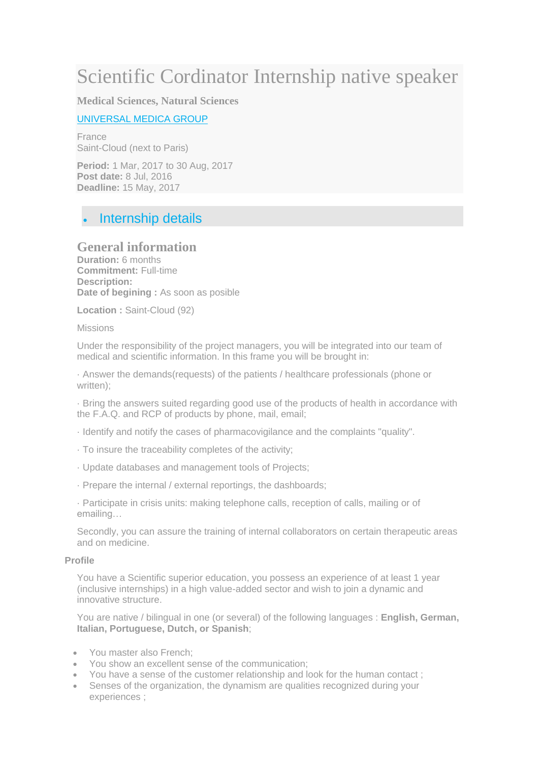# Scientific Cordinator Internship native speaker

**Medical Sciences, Natural Sciences**

UNIVERSAL MEDICA GROUP

France
Saint-Cloud (next to Paris)

**Period:** 1 Mar, 2017 to 30 Aug, 2017
**Post date:** 8 Jul, 2016
**Deadline:** 15 May, 2017

- ## Internship details

## General information

**Duration:** 6 months
**Commitment:** Full-time
**Description:**
**Date of begining :** As soon as posible

**Location :** Saint-Cloud (92)

Missions

Under the responsibility of the project managers, you will be integrated into our team of medical and scientific information. In this frame you will be brought in:

· Answer the demands(requests) of the patients / healthcare professionals (phone or written);

· Bring the answers suited regarding good use of the products of health in accordance with the F.A.Q. and RCP of products by phone, mail, email;

· Identify and notify the cases of pharmacovigilance and the complaints "quality".

· To insure the traceability completes of the activity;

· Update databases and management tools of Projects;

· Prepare the internal / external reportings, the dashboards;

· Participate in crisis units: making telephone calls, reception of calls, mailing or of emailing…

Secondly, you can assure the training of internal collaborators on certain therapeutic areas and on medicine.

**Profile**

You have a Scientific superior education, you possess an experience of at least 1 year (inclusive internships) in a high value-added sector and wish to join a dynamic and innovative structure.

You are native / bilingual in one (or several) of the following languages : **English, German, Italian, Portuguese, Dutch, or Spanish**;

- You master also French;
- You show an excellent sense of the communication;
- You have a sense of the customer relationship and look for the human contact ;
- Senses of the organization, the dynamism are qualities recognized during your experiences ;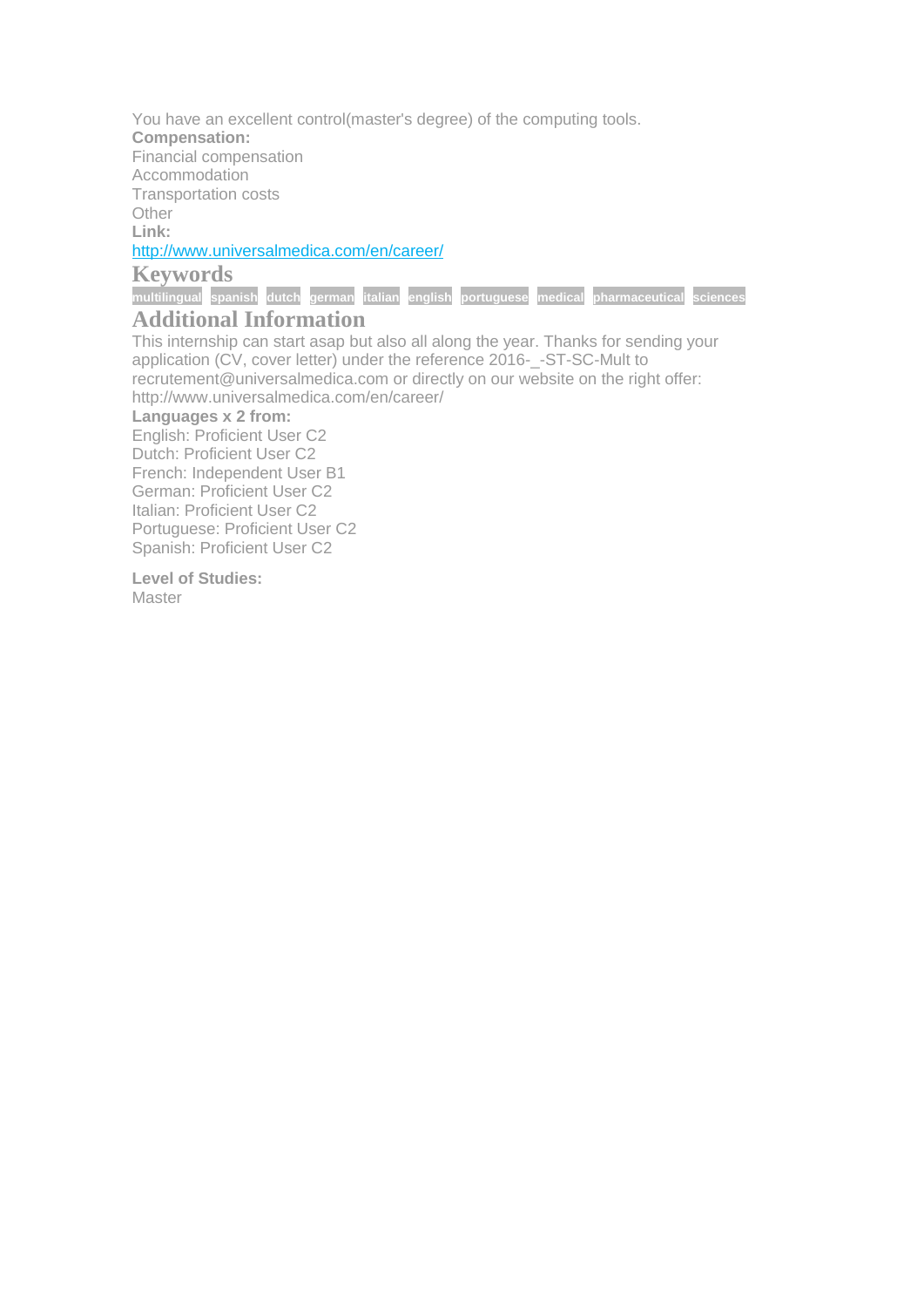You have an excellent control(master's degree) of the computing tools.

**Compensation:**

Financial compensation

Accommodation

Transportation costs

Other

**Link:**

[http://www.universalmedica.com/en/career/](http://www.universalmedica.com/en/career/)

## Keywords

multilingual spanish dutch german italian english portuguese medical pharmaceutical sciences

## Additional Information

This internship can start asap but also all along the year. Thanks for sending your application (CV, cover letter) under the reference 2016-_-ST-SC-Mult to recrutement@universalmedica.com or directly on our website on the right offer: http://www.universalmedica.com/en/career/

**Languages x 2 from:**

English: Proficient User C2

Dutch: Proficient User C2

French: Independent User B1

German: Proficient User C2

Italian: Proficient User C2

Portuguese: Proficient User C2

Spanish: Proficient User C2

**Level of Studies:**

Master